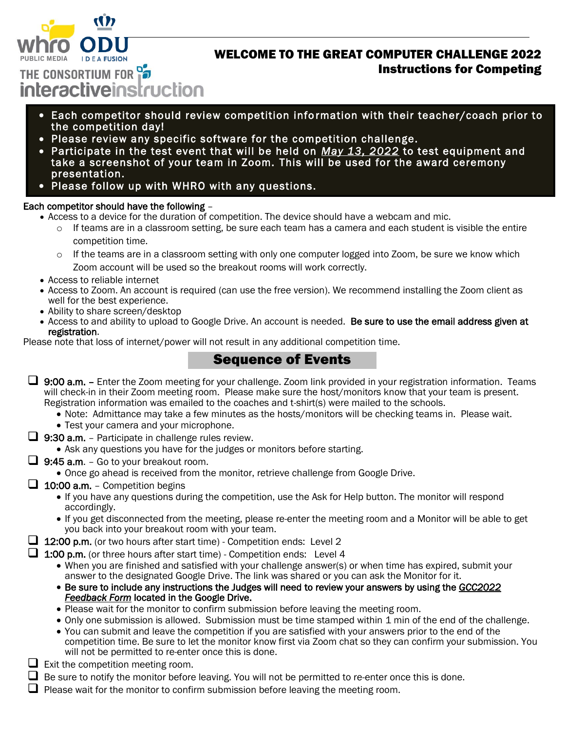whro PUBLIC MEDIA | ODU IDEA FUSION

THE CONSORTIUM FOR interactiveinstruction

# WELCOME TO THE GREAT COMPUTER CHALLENGE 2022

## Instructions for Competing

- **Each competitor should review competition information with their teacher/coach prior to the competition day!**
- **Please review any specific software for the competition challenge.**
- **Participate in the test event that will be held on *May 13, 2022* to test equipment and take a screenshot of your team in Zoom. This will be used for the award ceremony presentation.**
- **Please follow up with WHRO with any questions.**

Each competitor should have the following –

- Access to a device for the duration of competition. The device should have a webcam and mic.
  - If teams are in a classroom setting, be sure each team has a camera and each student is visible the entire competition time.
  - If the teams are in a classroom setting with only one computer logged into Zoom, be sure we know which Zoom account will be used so the breakout rooms will work correctly.
- Access to reliable internet
- Access to Zoom. An account is required (can use the free version). We recommend installing the Zoom client as well for the best experience.
- Ability to share screen/desktop
- Access to and ability to upload to Google Drive. An account is needed. **Be sure to use the email address given at registration**.

Please note that loss of internet/power will not result in any additional competition time.

## Sequence of Events

- [ ] **9:00 a.m. –** Enter the Zoom meeting for your challenge. Zoom link provided in your registration information. Teams will check-in in their Zoom meeting room. Please make sure the host/monitors know that your team is present. Registration information was emailed to the coaches and t-shirt(s) were mailed to the schools.
  - Note: Admittance may take a few minutes as the hosts/monitors will be checking teams in. Please wait.
  - Test your camera and your microphone.
- [ ] **9:30 a.m.** – Participate in challenge rules review.
  - Ask any questions you have for the judges or monitors before starting.
- [ ] **9:45 a.m.** – Go to your breakout room.
  - Once go ahead is received from the monitor, retrieve challenge from Google Drive.
- [ ] **10:00 a.m.** – Competition begins
  - If you have any questions during the competition, use the Ask for Help button. The monitor will respond accordingly.
  - If you get disconnected from the meeting, please re-enter the meeting room and a Monitor will be able to get you back into your breakout room with your team.
- [ ] **12:00 p.m.** (or two hours after start time) - Competition ends: Level 2
- [ ] **1:00 p.m.** (or three hours after start time) - Competition ends: Level 4
  - When you are finished and satisfied with your challenge answer(s) or when time has expired, submit your answer to the designated Google Drive. The link was shared or you can ask the Monitor for it.
  - **Be sure to include any instructions the Judges will need to review your answers by using the *GCC2022 Feedback Form* located in the Google Drive.**
  - Please wait for the monitor to confirm submission before leaving the meeting room.
  - Only one submission is allowed. Submission must be time stamped within 1 min of the end of the challenge.
  - You can submit and leave the competition if you are satisfied with your answers prior to the end of the competition time. Be sure to let the monitor know first via Zoom chat so they can confirm your submission. You will not be permitted to re-enter once this is done.
- [ ] Exit the competition meeting room.
- [ ] Be sure to notify the monitor before leaving. You will not be permitted to re-enter once this is done.
- [ ] Please wait for the monitor to confirm submission before leaving the meeting room.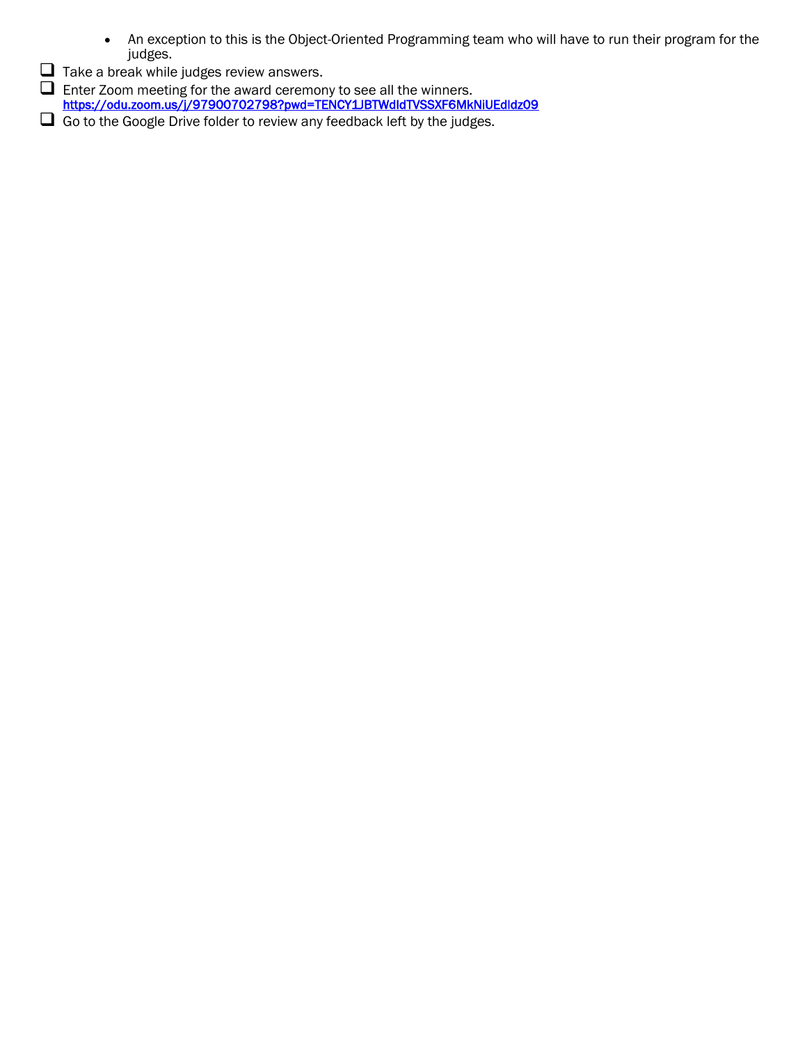- An exception to this is the Object-Oriented Programming team who will have to run their program for the judges.
- [ ] Take a break while judges review answers.
- [ ] Enter Zoom meeting for the award ceremony to see all the winners.
  [https://odu.zoom.us/j/97900702798?pwd=TENCY1JBTWdldTVSSXF6MkNiUEdldz09](https://odu.zoom.us/j/97900702798?pwd=TENCY1JBTWdldTVSSXF6MkNiUEdldz09)
- [ ] Go to the Google Drive folder to review any feedback left by the judges.